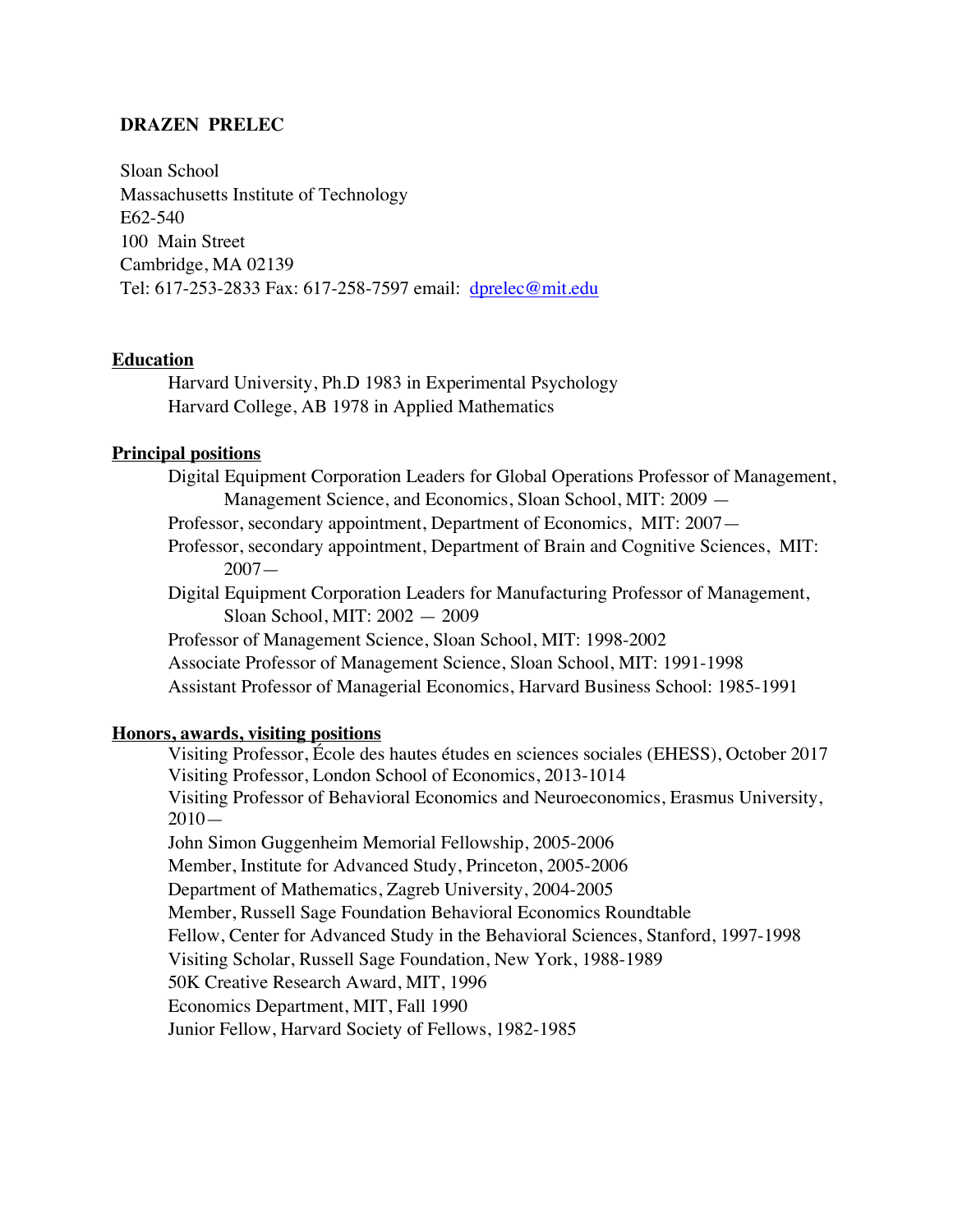# DRAZEN PRELEC

Sloan School
Massachusetts Institute of Technology
E62-540
100 Main Street
Cambridge, MA 02139
Tel: 617-253-2833 Fax: 617-258-7597 email: dprelec@mit.edu

## Education

Harvard University, Ph.D 1983 in Experimental Psychology
Harvard College, AB 1978 in Applied Mathematics

## Principal positions

Digital Equipment Corporation Leaders for Global Operations Professor of Management, Management Science, and Economics, Sloan School, MIT: 2009 —
Professor, secondary appointment, Department of Economics, MIT: 2007—
Professor, secondary appointment, Department of Brain and Cognitive Sciences, MIT: 2007—
Digital Equipment Corporation Leaders for Manufacturing Professor of Management, Sloan School, MIT: 2002 — 2009
Professor of Management Science, Sloan School, MIT: 1998-2002
Associate Professor of Management Science, Sloan School, MIT: 1991-1998
Assistant Professor of Managerial Economics, Harvard Business School: 1985-1991

## Honors, awards, visiting positions

Visiting Professor, École des hautes études en sciences sociales (EHESS), October 2017
Visiting Professor, London School of Economics, 2013-1014
Visiting Professor of Behavioral Economics and Neuroeconomics, Erasmus University, 2010—
John Simon Guggenheim Memorial Fellowship, 2005-2006
Member, Institute for Advanced Study, Princeton, 2005-2006
Department of Mathematics, Zagreb University, 2004-2005
Member, Russell Sage Foundation Behavioral Economics Roundtable
Fellow, Center for Advanced Study in the Behavioral Sciences, Stanford, 1997-1998
Visiting Scholar, Russell Sage Foundation, New York, 1988-1989
50K Creative Research Award, MIT, 1996
Economics Department, MIT, Fall 1990
Junior Fellow, Harvard Society of Fellows, 1982-1985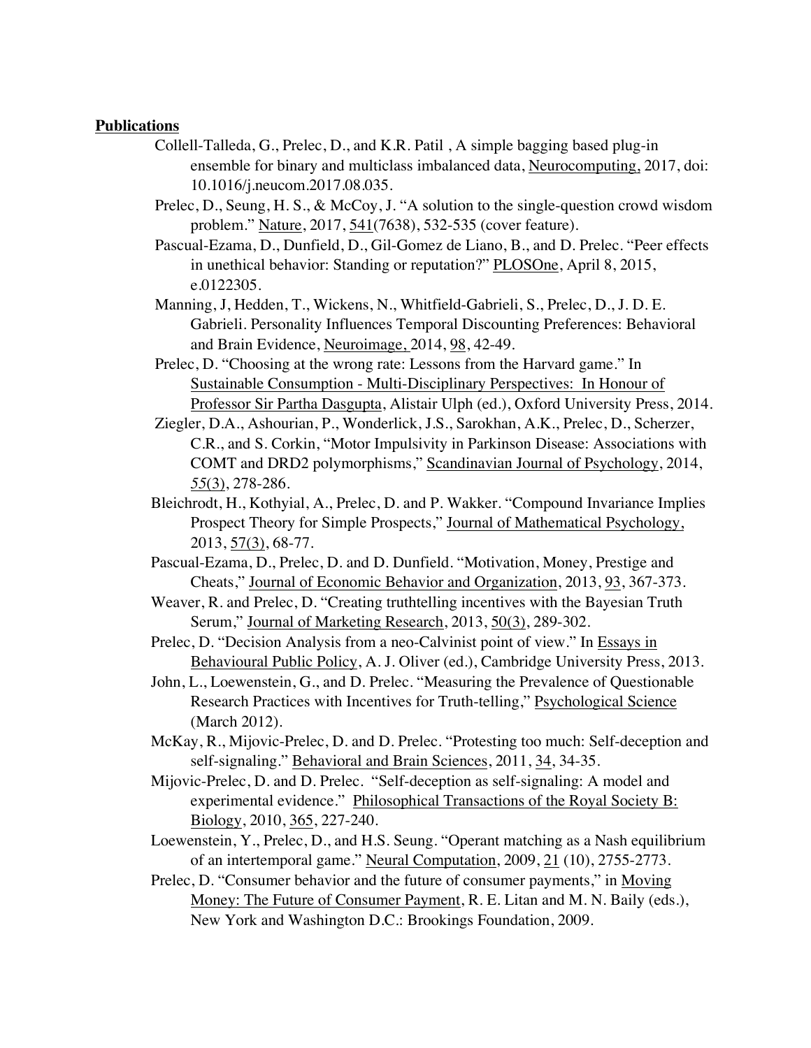## **Publications**

Collell-Talleda, G., Prelec, D., and K.R. Patil , A simple bagging based plug-in ensemble for binary and multiclass imbalanced data, Neurocomputing, 2017, doi: 10.1016/j.neucom.2017.08.035.

Prelec, D., Seung, H. S., & McCoy, J. "A solution to the single-question crowd wisdom problem." Nature, 2017, 541(7638), 532-535 (cover feature).

Pascual-Ezama, D., Dunfield, D., Gil-Gomez de Liano, B., and D. Prelec. "Peer effects in unethical behavior: Standing or reputation?" PLOSOne, April 8, 2015, e.0122305.

Manning, J, Hedden, T., Wickens, N., Whitfield-Gabrieli, S., Prelec, D., J. D. E. Gabrieli. Personality Influences Temporal Discounting Preferences: Behavioral and Brain Evidence, Neuroimage, 2014, 98, 42-49.

Prelec, D. "Choosing at the wrong rate: Lessons from the Harvard game." In Sustainable Consumption - Multi-Disciplinary Perspectives: In Honour of Professor Sir Partha Dasgupta, Alistair Ulph (ed.), Oxford University Press, 2014.

Ziegler, D.A., Ashourian, P., Wonderlick, J.S., Sarokhan, A.K., Prelec, D., Scherzer, C.R., and S. Corkin, "Motor Impulsivity in Parkinson Disease: Associations with COMT and DRD2 polymorphisms," Scandinavian Journal of Psychology, 2014, 55(3), 278-286.

Bleichrodt, H., Kothyial, A., Prelec, D. and P. Wakker. "Compound Invariance Implies Prospect Theory for Simple Prospects," Journal of Mathematical Psychology, 2013, 57(3), 68-77.

Pascual-Ezama, D., Prelec, D. and D. Dunfield. "Motivation, Money, Prestige and Cheats," Journal of Economic Behavior and Organization, 2013, 93, 367-373.

Weaver, R. and Prelec, D. "Creating truthtelling incentives with the Bayesian Truth Serum," Journal of Marketing Research, 2013, 50(3), 289-302.

Prelec, D. "Decision Analysis from a neo-Calvinist point of view." In Essays in Behavioural Public Policy, A. J. Oliver (ed.), Cambridge University Press, 2013.

John, L., Loewenstein, G., and D. Prelec. "Measuring the Prevalence of Questionable Research Practices with Incentives for Truth-telling," Psychological Science (March 2012).

McKay, R., Mijovic-Prelec, D. and D. Prelec. "Protesting too much: Self-deception and self-signaling." Behavioral and Brain Sciences, 2011, 34, 34-35.

Mijovic-Prelec, D. and D. Prelec. "Self-deception as self-signaling: A model and experimental evidence." Philosophical Transactions of the Royal Society B: Biology, 2010, 365, 227-240.

Loewenstein, Y., Prelec, D., and H.S. Seung. "Operant matching as a Nash equilibrium of an intertemporal game." Neural Computation, 2009, 21 (10), 2755-2773.

Prelec, D. "Consumer behavior and the future of consumer payments," in Moving Money: The Future of Consumer Payment, R. E. Litan and M. N. Baily (eds.), New York and Washington D.C.: Brookings Foundation, 2009.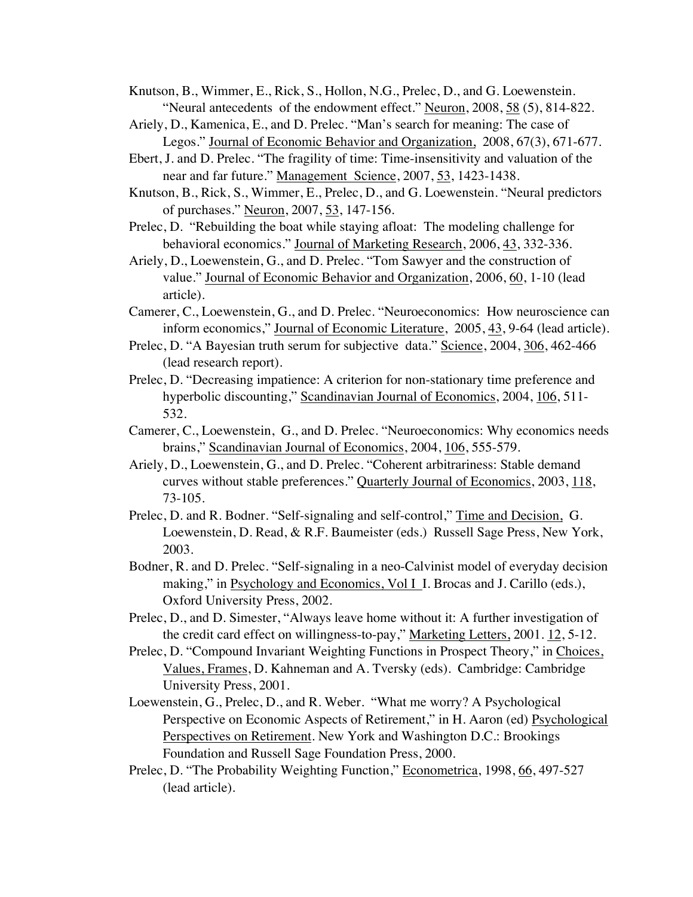Knutson, B., Wimmer, E., Rick, S., Hollon, N.G., Prelec, D., and G. Loewenstein. "Neural antecedents of the endowment effect." Neuron, 2008, 58 (5), 814-822.

Ariely, D., Kamenica, E., and D. Prelec. "Man's search for meaning: The case of Legos." Journal of Economic Behavior and Organization, 2008, 67(3), 671-677.

Ebert, J. and D. Prelec. "The fragility of time: Time-insensitivity and valuation of the near and far future." Management Science, 2007, 53, 1423-1438.

Knutson, B., Rick, S., Wimmer, E., Prelec, D., and G. Loewenstein. "Neural predictors of purchases." Neuron, 2007, 53, 147-156.

Prelec, D. "Rebuilding the boat while staying afloat: The modeling challenge for behavioral economics." Journal of Marketing Research, 2006, 43, 332-336.

Ariely, D., Loewenstein, G., and D. Prelec. "Tom Sawyer and the construction of value." Journal of Economic Behavior and Organization, 2006, 60, 1-10 (lead article).

Camerer, C., Loewenstein, G., and D. Prelec. "Neuroeconomics: How neuroscience can inform economics," Journal of Economic Literature, 2005, 43, 9-64 (lead article).

Prelec, D. "A Bayesian truth serum for subjective data." Science, 2004, 306, 462-466 (lead research report).

Prelec, D. "Decreasing impatience: A criterion for non-stationary time preference and hyperbolic discounting," Scandinavian Journal of Economics, 2004, 106, 511-532.

Camerer, C., Loewenstein, G., and D. Prelec. "Neuroeconomics: Why economics needs brains," Scandinavian Journal of Economics, 2004, 106, 555-579.

Ariely, D., Loewenstein, G., and D. Prelec. "Coherent arbitrariness: Stable demand curves without stable preferences." Quarterly Journal of Economics, 2003, 118, 73-105.

Prelec, D. and R. Bodner. "Self-signaling and self-control," Time and Decision, G. Loewenstein, D. Read, & R.F. Baumeister (eds.) Russell Sage Press, New York, 2003.

Bodner, R. and D. Prelec. "Self-signaling in a neo-Calvinist model of everyday decision making," in Psychology and Economics, Vol I I. Brocas and J. Carillo (eds.), Oxford University Press, 2002.

Prelec, D., and D. Simester, "Always leave home without it: A further investigation of the credit card effect on willingness-to-pay," Marketing Letters, 2001. 12, 5-12.

Prelec, D. "Compound Invariant Weighting Functions in Prospect Theory," in Choices, Values, Frames, D. Kahneman and A. Tversky (eds). Cambridge: Cambridge University Press, 2001.

Loewenstein, G., Prelec, D., and R. Weber. "What me worry? A Psychological Perspective on Economic Aspects of Retirement," in H. Aaron (ed) Psychological Perspectives on Retirement. New York and Washington D.C.: Brookings Foundation and Russell Sage Foundation Press, 2000.

Prelec, D. "The Probability Weighting Function," Econometrica, 1998, 66, 497-527 (lead article).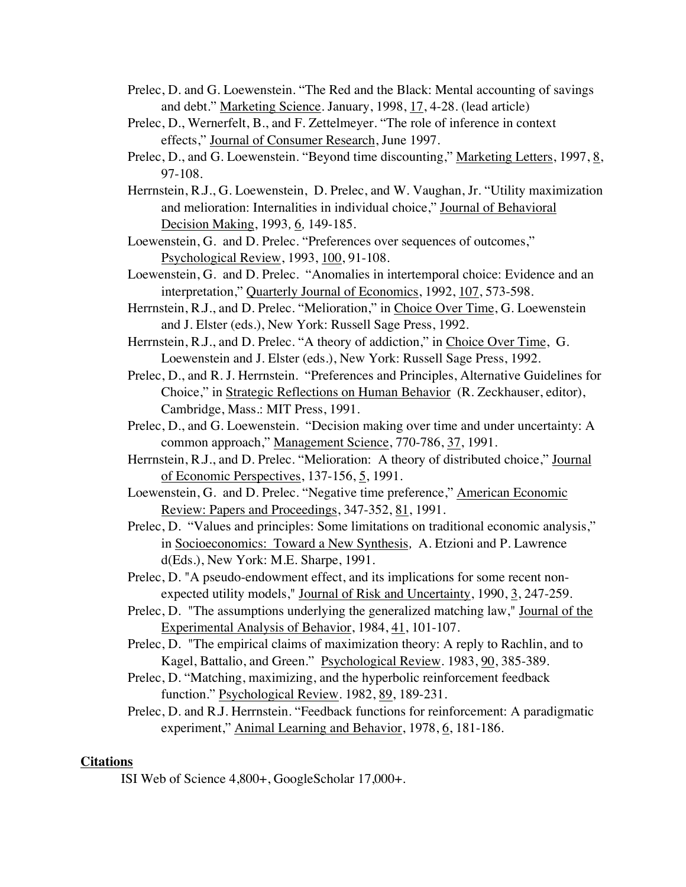Prelec, D. and G. Loewenstein. "The Red and the Black: Mental accounting of savings and debt." Marketing Science. January, 1998, 17, 4-28. (lead article)

Prelec, D., Wernerfelt, B., and F. Zettelmeyer. "The role of inference in context effects," Journal of Consumer Research, June 1997.

Prelec, D., and G. Loewenstein. "Beyond time discounting," Marketing Letters, 1997, 8, 97-108.

Herrnstein, R.J., G. Loewenstein, D. Prelec, and W. Vaughan, Jr. "Utility maximization and melioration: Internalities in individual choice," Journal of Behavioral Decision Making, 1993, 6, 149-185.

Loewenstein, G. and D. Prelec. "Preferences over sequences of outcomes," Psychological Review, 1993, 100, 91-108.

Loewenstein, G. and D. Prelec. "Anomalies in intertemporal choice: Evidence and an interpretation," Quarterly Journal of Economics, 1992, 107, 573-598.

Herrnstein, R.J., and D. Prelec. "Melioration," in Choice Over Time, G. Loewenstein and J. Elster (eds.), New York: Russell Sage Press, 1992.

Herrnstein, R.J., and D. Prelec. "A theory of addiction," in Choice Over Time, G. Loewenstein and J. Elster (eds.), New York: Russell Sage Press, 1992.

Prelec, D., and R. J. Herrnstein. "Preferences and Principles, Alternative Guidelines for Choice," in Strategic Reflections on Human Behavior (R. Zeckhauser, editor), Cambridge, Mass.: MIT Press, 1991.

Prelec, D., and G. Loewenstein. "Decision making over time and under uncertainty: A common approach," Management Science, 770-786, 37, 1991.

Herrnstein, R.J., and D. Prelec. "Melioration: A theory of distributed choice," Journal of Economic Perspectives, 137-156, 5, 1991.

Loewenstein, G. and D. Prelec. "Negative time preference," American Economic Review: Papers and Proceedings, 347-352, 81, 1991.

Prelec, D. "Values and principles: Some limitations on traditional economic analysis," in Socioeconomics: Toward a New Synthesis, A. Etzioni and P. Lawrence d(Eds.), New York: M.E. Sharpe, 1991.

Prelec, D. "A pseudo-endowment effect, and its implications for some recent non-expected utility models," Journal of Risk and Uncertainty, 1990, 3, 247-259.

Prelec, D. "The assumptions underlying the generalized matching law," Journal of the Experimental Analysis of Behavior, 1984, 41, 101-107.

Prelec, D. "The empirical claims of maximization theory: A reply to Rachlin, and to Kagel, Battalio, and Green." Psychological Review. 1983, 90, 385-389.

Prelec, D. "Matching, maximizing, and the hyperbolic reinforcement feedback function." Psychological Review. 1982, 89, 189-231.

Prelec, D. and R.J. Herrnstein. "Feedback functions for reinforcement: A paradigmatic experiment," Animal Learning and Behavior, 1978, 6, 181-186.

## Citations

ISI Web of Science 4,800+, GoogleScholar 17,000+.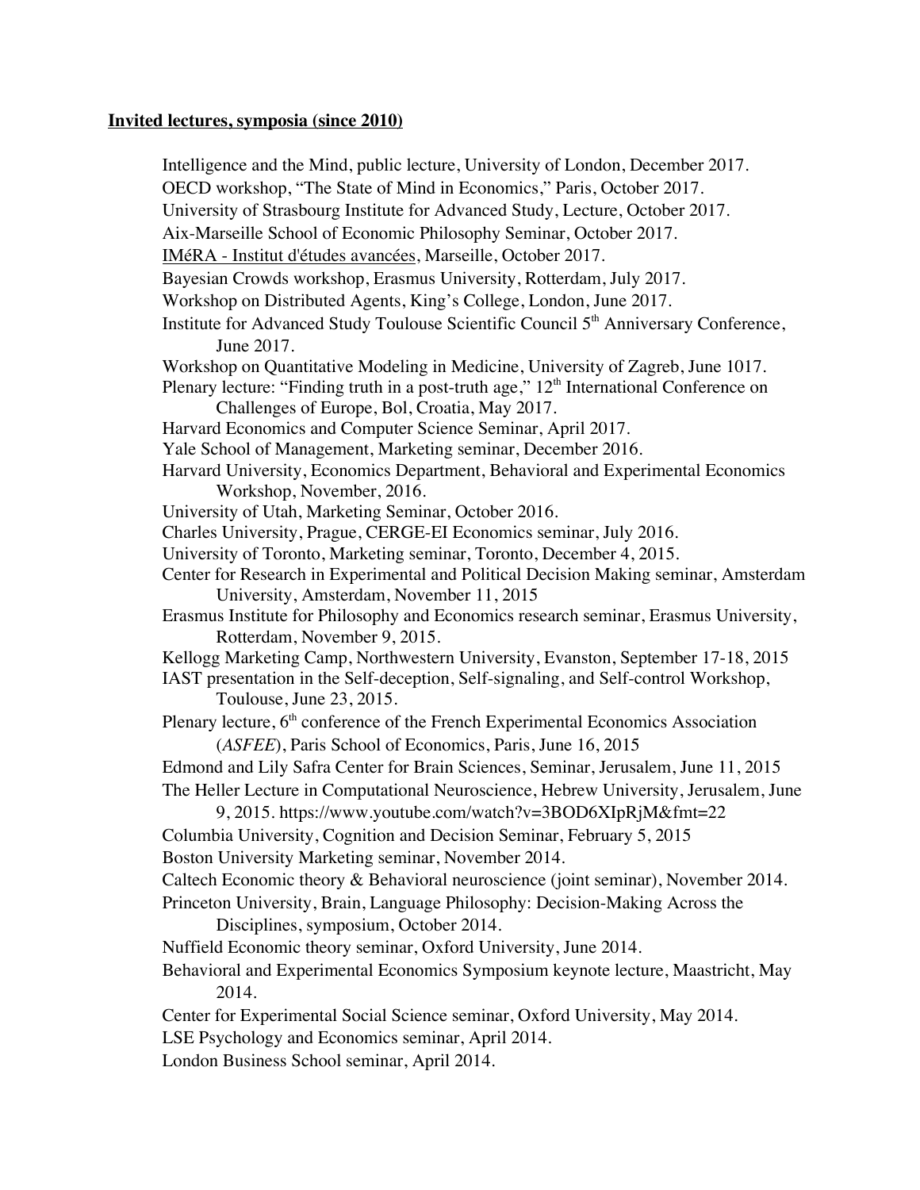**Invited lectures, symposia (since 2010)**

Intelligence and the Mind, public lecture, University of London, December 2017.
OECD workshop, "The State of Mind in Economics," Paris, October 2017.
University of Strasbourg Institute for Advanced Study, Lecture, October 2017.
Aix-Marseille School of Economic Philosophy Seminar, October 2017.
IMéRA - Institut d'études avancées, Marseille, October 2017.
Bayesian Crowds workshop, Erasmus University, Rotterdam, July 2017.
Workshop on Distributed Agents, King's College, London, June 2017.
Institute for Advanced Study Toulouse Scientific Council 5th Anniversary Conference, June 2017.
Workshop on Quantitative Modeling in Medicine, University of Zagreb, June 1017.
Plenary lecture: "Finding truth in a post-truth age," 12th International Conference on Challenges of Europe, Bol, Croatia, May 2017.
Harvard Economics and Computer Science Seminar, April 2017.
Yale School of Management, Marketing seminar, December 2016.
Harvard University, Economics Department, Behavioral and Experimental Economics Workshop, November, 2016.
University of Utah, Marketing Seminar, October 2016.
Charles University, Prague, CERGE-EI Economics seminar, July 2016.
University of Toronto, Marketing seminar, Toronto, December 4, 2015.
Center for Research in Experimental and Political Decision Making seminar, Amsterdam University, Amsterdam, November 11, 2015
Erasmus Institute for Philosophy and Economics research seminar, Erasmus University, Rotterdam, November 9, 2015.
Kellogg Marketing Camp, Northwestern University, Evanston, September 17-18, 2015
IAST presentation in the Self-deception, Self-signaling, and Self-control Workshop, Toulouse, June 23, 2015.
Plenary lecture, 6th conference of the French Experimental Economics Association (*ASFEE*), Paris School of Economics, Paris, June 16, 2015
Edmond and Lily Safra Center for Brain Sciences, Seminar, Jerusalem, June 11, 2015
The Heller Lecture in Computational Neuroscience, Hebrew University, Jerusalem, June 9, 2015. https://www.youtube.com/watch?v=3BOD6XIpRjM&fmt=22
Columbia University, Cognition and Decision Seminar, February 5, 2015
Boston University Marketing seminar, November 2014.
Caltech Economic theory & Behavioral neuroscience (joint seminar), November 2014.
Princeton University, Brain, Language Philosophy: Decision-Making Across the Disciplines, symposium, October 2014.
Nuffield Economic theory seminar, Oxford University, June 2014.
Behavioral and Experimental Economics Symposium keynote lecture, Maastricht, May 2014.
Center for Experimental Social Science seminar, Oxford University, May 2014.
LSE Psychology and Economics seminar, April 2014.
London Business School seminar, April 2014.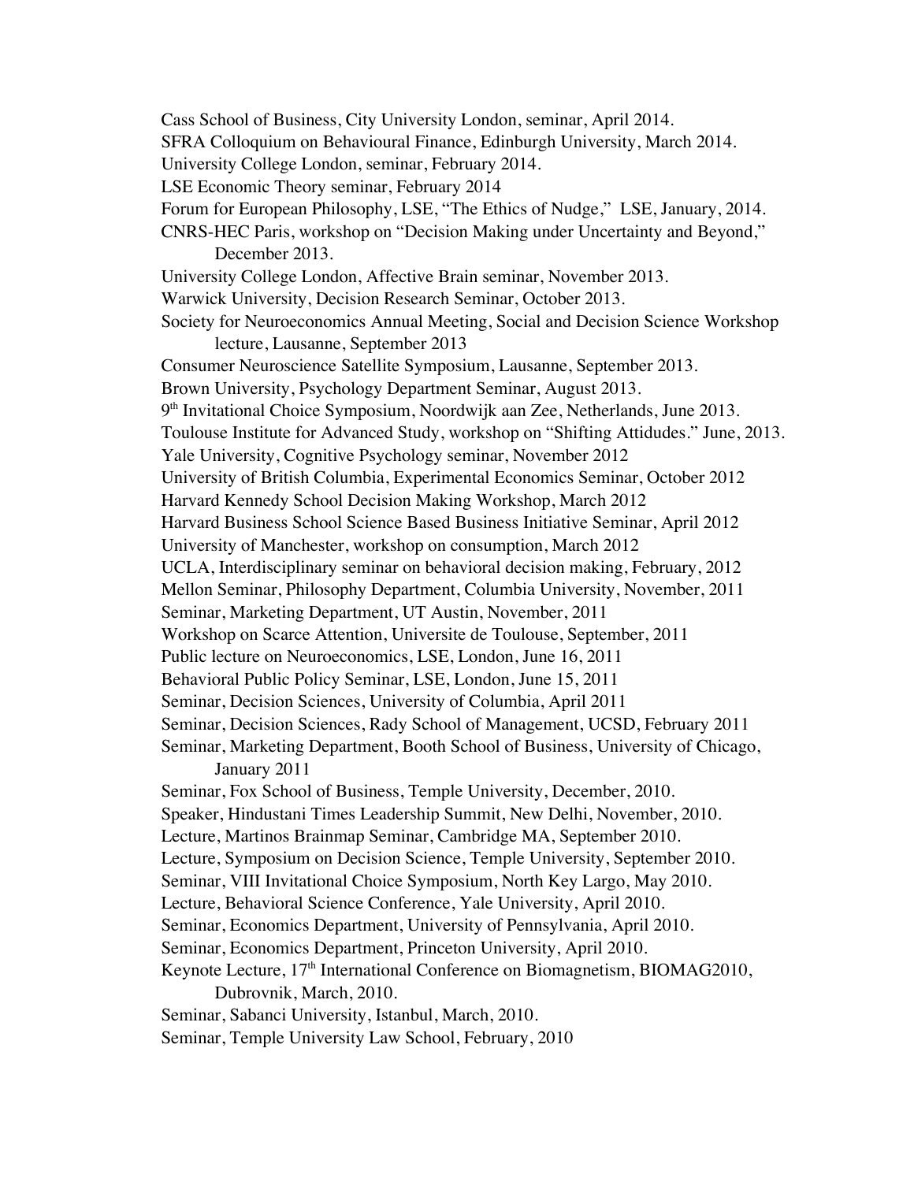Cass School of Business, City University London, seminar, April 2014.
SFRA Colloquium on Behavioural Finance, Edinburgh University, March 2014.
University College London, seminar, February 2014.
LSE Economic Theory seminar, February 2014
Forum for European Philosophy, LSE, "The Ethics of Nudge," LSE, January, 2014.
CNRS-HEC Paris, workshop on "Decision Making under Uncertainty and Beyond," December 2013.
University College London, Affective Brain seminar, November 2013.
Warwick University, Decision Research Seminar, October 2013.
Society for Neuroeconomics Annual Meeting, Social and Decision Science Workshop lecture, Lausanne, September 2013
Consumer Neuroscience Satellite Symposium, Lausanne, September 2013.
Brown University, Psychology Department Seminar, August 2013.
9th Invitational Choice Symposium, Noordwijk aan Zee, Netherlands, June 2013.
Toulouse Institute for Advanced Study, workshop on "Shifting Attidudes." June, 2013.
Yale University, Cognitive Psychology seminar, November 2012
University of British Columbia, Experimental Economics Seminar, October 2012
Harvard Kennedy School Decision Making Workshop, March 2012
Harvard Business School Science Based Business Initiative Seminar, April 2012
University of Manchester, workshop on consumption, March 2012
UCLA, Interdisciplinary seminar on behavioral decision making, February, 2012
Mellon Seminar, Philosophy Department, Columbia University, November, 2011
Seminar, Marketing Department, UT Austin, November, 2011
Workshop on Scarce Attention, Universite de Toulouse, September, 2011
Public lecture on Neuroeconomics, LSE, London, June 16, 2011
Behavioral Public Policy Seminar, LSE, London, June 15, 2011
Seminar, Decision Sciences, University of Columbia, April 2011
Seminar, Decision Sciences, Rady School of Management, UCSD, February 2011
Seminar, Marketing Department, Booth School of Business, University of Chicago, January 2011
Seminar, Fox School of Business, Temple University, December, 2010.
Speaker, Hindustani Times Leadership Summit, New Delhi, November, 2010.
Lecture, Martinos Brainmap Seminar, Cambridge MA, September 2010.
Lecture, Symposium on Decision Science, Temple University, September 2010.
Seminar, VIII Invitational Choice Symposium, North Key Largo, May 2010.
Lecture, Behavioral Science Conference, Yale University, April 2010.
Seminar, Economics Department, University of Pennsylvania, April 2010.
Seminar, Economics Department, Princeton University, April 2010.
Keynote Lecture, 17th International Conference on Biomagnetism, BIOMAG2010, Dubrovnik, March, 2010.
Seminar, Sabanci University, Istanbul, March, 2010.
Seminar, Temple University Law School, February, 2010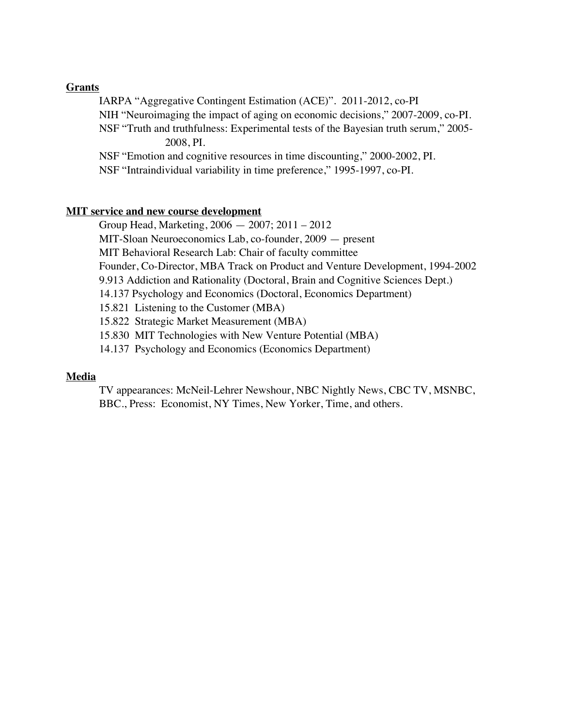**Grants**

IARPA "Aggregative Contingent Estimation (ACE)". 2011-2012, co-PI
NIH "Neuroimaging the impact of aging on economic decisions," 2007-2009, co-PI.
NSF "Truth and truthfulness: Experimental tests of the Bayesian truth serum," 2005-2008, PI.
NSF "Emotion and cognitive resources in time discounting," 2000-2002, PI.
NSF "Intraindividual variability in time preference," 1995-1997, co-PI.

**MIT service and new course development**

Group Head, Marketing, 2006 — 2007; 2011 – 2012
MIT-Sloan Neuroeconomics Lab, co-founder, 2009 — present
MIT Behavioral Research Lab: Chair of faculty committee
Founder, Co-Director, MBA Track on Product and Venture Development, 1994-2002
9.913 Addiction and Rationality (Doctoral, Brain and Cognitive Sciences Dept.)
14.137 Psychology and Economics (Doctoral, Economics Department)
15.821 Listening to the Customer (MBA)
15.822 Strategic Market Measurement (MBA)
15.830 MIT Technologies with New Venture Potential (MBA)
14.137 Psychology and Economics (Economics Department)

**Media**

TV appearances: McNeil-Lehrer Newshour, NBC Nightly News, CBC TV, MSNBC, BBC., Press: Economist, NY Times, New Yorker, Time, and others.